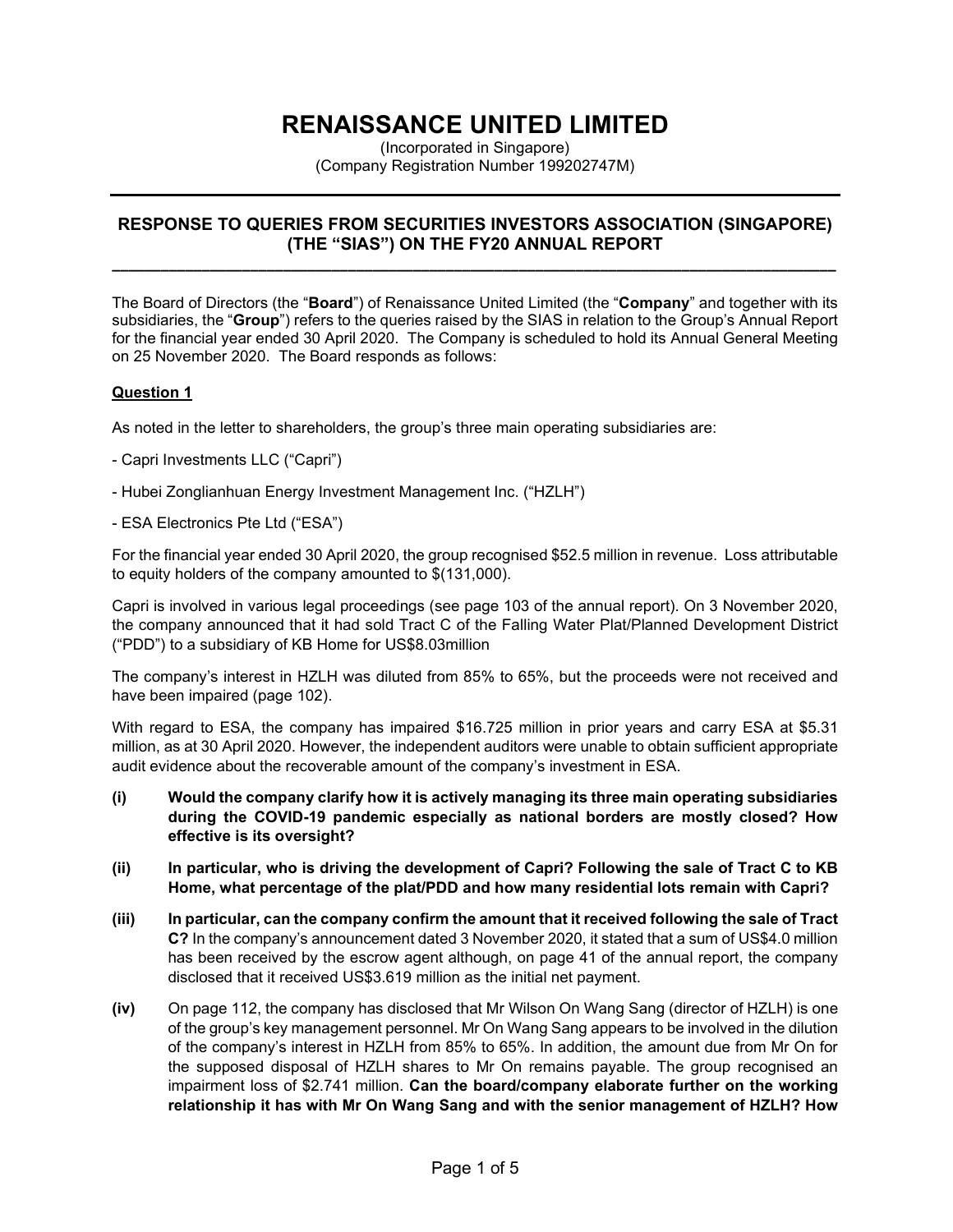# RENAISSANCE UNITED LIMITED

(Incorporated in Singapore)
(Company Registration Number 199202747M)

---

## RESPONSE TO QUERIES FROM SECURITIES INVESTORS ASSOCIATION (SINGAPORE) (THE "SIAS") ON THE FY20 ANNUAL REPORT

---

The Board of Directors (the "**Board**") of Renaissance United Limited (the "**Company**" and together with its subsidiaries, the "**Group**") refers to the queries raised by the SIAS in relation to the Group's Annual Report for the financial year ended 30 April 2020. The Company is scheduled to hold its Annual General Meeting on 25 November 2020. The Board responds as follows:

**Question 1**

As noted in the letter to shareholders, the group's three main operating subsidiaries are:

- Capri Investments LLC ("Capri")

- Hubei Zonglianhuan Energy Investment Management Inc. ("HZLH")

- ESA Electronics Pte Ltd ("ESA")

For the financial year ended 30 April 2020, the group recognised $52.5 million in revenue. Loss attributable to equity holders of the company amounted to $(131,000).

Capri is involved in various legal proceedings (see page 103 of the annual report). On 3 November 2020, the company announced that it had sold Tract C of the Falling Water Plat/Planned Development District ("PDD") to a subsidiary of KB Home for US$8.03million

The company's interest in HZLH was diluted from 85% to 65%, but the proceeds were not received and have been impaired (page 102).

With regard to ESA, the company has impaired $16.725 million in prior years and carry ESA at $5.31 million, as at 30 April 2020. However, the independent auditors were unable to obtain sufficient appropriate audit evidence about the recoverable amount of the company's investment in ESA.

**(i)** **Would the company clarify how it is actively managing its three main operating subsidiaries during the COVID-19 pandemic especially as national borders are mostly closed? How effective is its oversight?**

**(ii)** **In particular, who is driving the development of Capri? Following the sale of Tract C to KB Home, what percentage of the plat/PDD and how many residential lots remain with Capri?**

**(iii)** **In particular, can the company confirm the amount that it received following the sale of Tract C?** In the company's announcement dated 3 November 2020, it stated that a sum of US$4.0 million has been received by the escrow agent although, on page 41 of the annual report, the company disclosed that it received US$3.619 million as the initial net payment.

**(iv)** On page 112, the company has disclosed that Mr Wilson On Wang Sang (director of HZLH) is one of the group's key management personnel. Mr On Wang Sang appears to be involved in the dilution of the company's interest in HZLH from 85% to 65%. In addition, the amount due from Mr On for the supposed disposal of HZLH shares to Mr On remains payable. The group recognised an impairment loss of $2.741 million. **Can the board/company elaborate further on the working relationship it has with Mr On Wang Sang and with the senior management of HZLH? How**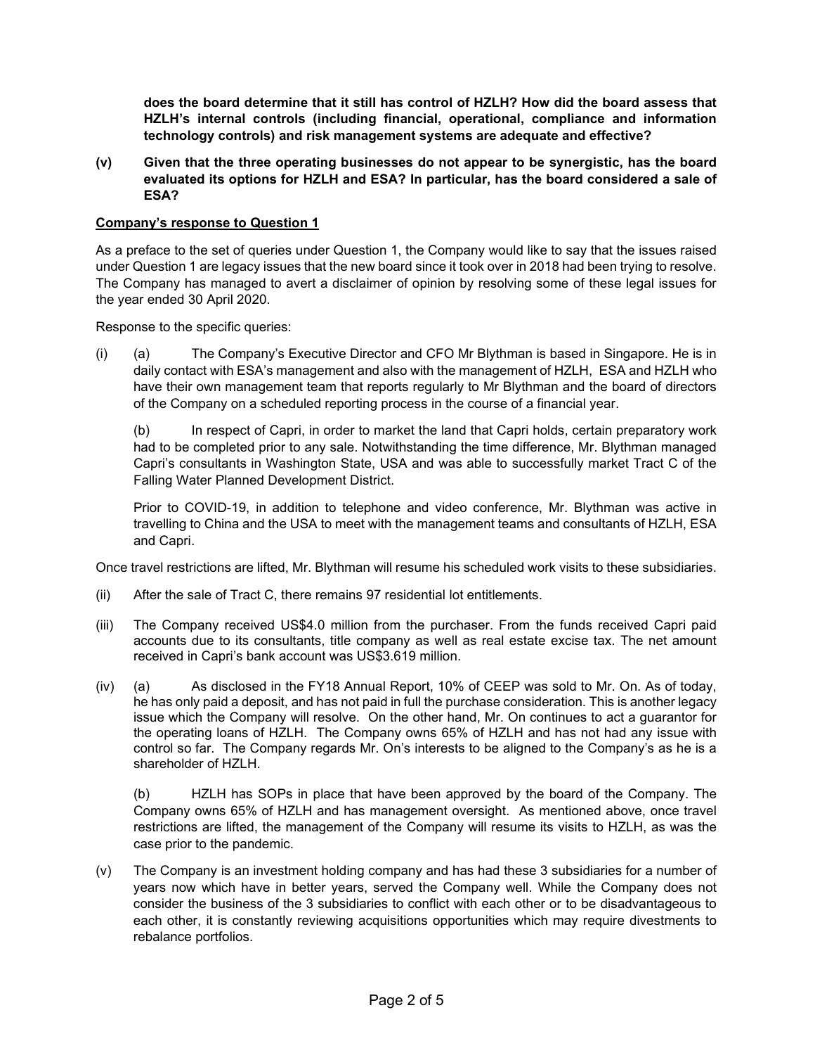**does the board determine that it still has control of HZLH? How did the board assess that HZLH's internal controls (including financial, operational, compliance and information technology controls) and risk management systems are adequate and effective?**

**(v) Given that the three operating businesses do not appear to be synergistic, has the board evaluated its options for HZLH and ESA? In particular, has the board considered a sale of ESA?**

**Company's response to Question 1**

As a preface to the set of queries under Question 1, the Company would like to say that the issues raised under Question 1 are legacy issues that the new board since it took over in 2018 had been trying to resolve. The Company has managed to avert a disclaimer of opinion by resolving some of these legal issues for the year ended 30 April 2020.

Response to the specific queries:

(i) (a) The Company's Executive Director and CFO Mr Blythman is based in Singapore. He is in daily contact with ESA's management and also with the management of HZLH, ESA and HZLH who have their own management team that reports regularly to Mr Blythman and the board of directors of the Company on a scheduled reporting process in the course of a financial year.

(b) In respect of Capri, in order to market the land that Capri holds, certain preparatory work had to be completed prior to any sale. Notwithstanding the time difference, Mr. Blythman managed Capri's consultants in Washington State, USA and was able to successfully market Tract C of the Falling Water Planned Development District.

Prior to COVID-19, in addition to telephone and video conference, Mr. Blythman was active in travelling to China and the USA to meet with the management teams and consultants of HZLH, ESA and Capri.

Once travel restrictions are lifted, Mr. Blythman will resume his scheduled work visits to these subsidiaries.

(ii) After the sale of Tract C, there remains 97 residential lot entitlements.

(iii) The Company received US$4.0 million from the purchaser. From the funds received Capri paid accounts due to its consultants, title company as well as real estate excise tax. The net amount received in Capri's bank account was US$3.619 million.

(iv) (a) As disclosed in the FY18 Annual Report, 10% of CEEP was sold to Mr. On. As of today, he has only paid a deposit, and has not paid in full the purchase consideration. This is another legacy issue which the Company will resolve. On the other hand, Mr. On continues to act a guarantor for the operating loans of HZLH. The Company owns 65% of HZLH and has not had any issue with control so far. The Company regards Mr. On's interests to be aligned to the Company's as he is a shareholder of HZLH.

(b) HZLH has SOPs in place that have been approved by the board of the Company. The Company owns 65% of HZLH and has management oversight. As mentioned above, once travel restrictions are lifted, the management of the Company will resume its visits to HZLH, as was the case prior to the pandemic.

(v) The Company is an investment holding company and has had these 3 subsidiaries for a number of years now which have in better years, served the Company well. While the Company does not consider the business of the 3 subsidiaries to conflict with each other or to be disadvantageous to each other, it is constantly reviewing acquisitions opportunities which may require divestments to rebalance portfolios.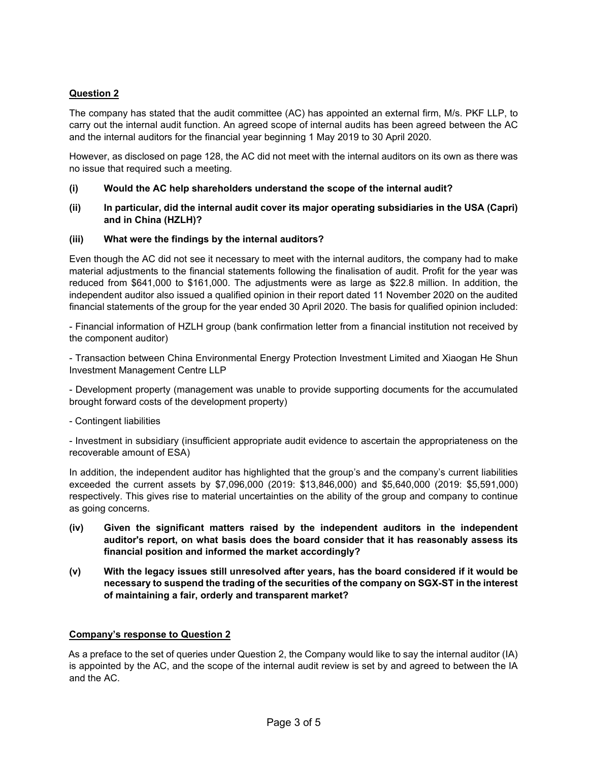**Question 2**

The company has stated that the audit committee (AC) has appointed an external firm, M/s. PKF LLP, to carry out the internal audit function. An agreed scope of internal audits has been agreed between the AC and the internal auditors for the financial year beginning 1 May 2019 to 30 April 2020.

However, as disclosed on page 128, the AC did not meet with the internal auditors on its own as there was no issue that required such a meeting.

**(i) Would the AC help shareholders understand the scope of the internal audit?**

**(ii) In particular, did the internal audit cover its major operating subsidiaries in the USA (Capri) and in China (HZLH)?**

**(iii) What were the findings by the internal auditors?**

Even though the AC did not see it necessary to meet with the internal auditors, the company had to make material adjustments to the financial statements following the finalisation of audit. Profit for the year was reduced from $641,000 to $161,000. The adjustments were as large as $22.8 million. In addition, the independent auditor also issued a qualified opinion in their report dated 11 November 2020 on the audited financial statements of the group for the year ended 30 April 2020. The basis for qualified opinion included:

- Financial information of HZLH group (bank confirmation letter from a financial institution not received by the component auditor)

- Transaction between China Environmental Energy Protection Investment Limited and Xiaogan He Shun Investment Management Centre LLP

- Development property (management was unable to provide supporting documents for the accumulated brought forward costs of the development property)

- Contingent liabilities

- Investment in subsidiary (insufficient appropriate audit evidence to ascertain the appropriateness on the recoverable amount of ESA)

In addition, the independent auditor has highlighted that the group's and the company's current liabilities exceeded the current assets by $7,096,000 (2019: $13,846,000) and $5,640,000 (2019: $5,591,000) respectively. This gives rise to material uncertainties on the ability of the group and company to continue as going concerns.

**(iv) Given the significant matters raised by the independent auditors in the independent auditor's report, on what basis does the board consider that it has reasonably assess its financial position and informed the market accordingly?**

**(v) With the legacy issues still unresolved after years, has the board considered if it would be necessary to suspend the trading of the securities of the company on SGX-ST in the interest of maintaining a fair, orderly and transparent market?**

**Company's response to Question 2**

As a preface to the set of queries under Question 2, the Company would like to say the internal auditor (IA) is appointed by the AC, and the scope of the internal audit review is set by and agreed to between the IA and the AC.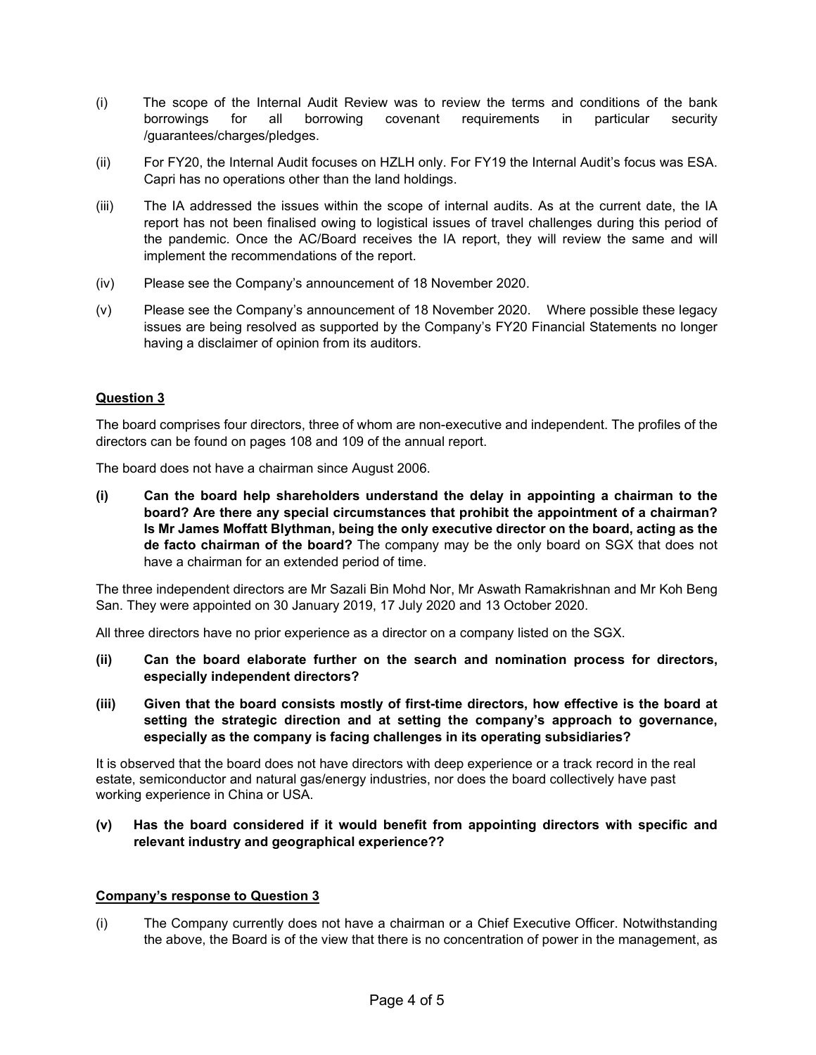(i) The scope of the Internal Audit Review was to review the terms and conditions of the bank borrowings for all borrowing covenant requirements in particular security /guarantees/charges/pledges.

(ii) For FY20, the Internal Audit focuses on HZLH only. For FY19 the Internal Audit's focus was ESA. Capri has no operations other than the land holdings.

(iii) The IA addressed the issues within the scope of internal audits. As at the current date, the IA report has not been finalised owing to logistical issues of travel challenges during this period of the pandemic. Once the AC/Board receives the IA report, they will review the same and will implement the recommendations of the report.

(iv) Please see the Company's announcement of 18 November 2020.

(v) Please see the Company's announcement of 18 November 2020. Where possible these legacy issues are being resolved as supported by the Company's FY20 Financial Statements no longer having a disclaimer of opinion from its auditors.

**Question 3**

The board comprises four directors, three of whom are non-executive and independent. The profiles of the directors can be found on pages 108 and 109 of the annual report.

The board does not have a chairman since August 2006.

**(i) Can the board help shareholders understand the delay in appointing a chairman to the board? Are there any special circumstances that prohibit the appointment of a chairman? Is Mr James Moffatt Blythman, being the only executive director on the board, acting as the de facto chairman of the board?** The company may be the only board on SGX that does not have a chairman for an extended period of time.

The three independent directors are Mr Sazali Bin Mohd Nor, Mr Aswath Ramakrishnan and Mr Koh Beng San. They were appointed on 30 January 2019, 17 July 2020 and 13 October 2020.

All three directors have no prior experience as a director on a company listed on the SGX.

**(ii) Can the board elaborate further on the search and nomination process for directors, especially independent directors?**

**(iii) Given that the board consists mostly of first-time directors, how effective is the board at setting the strategic direction and at setting the company's approach to governance, especially as the company is facing challenges in its operating subsidiaries?**

It is observed that the board does not have directors with deep experience or a track record in the real estate, semiconductor and natural gas/energy industries, nor does the board collectively have past working experience in China or USA.

**(v) Has the board considered if it would benefit from appointing directors with specific and relevant industry and geographical experience??**

**Company's response to Question 3**

(i) The Company currently does not have a chairman or a Chief Executive Officer. Notwithstanding the above, the Board is of the view that there is no concentration of power in the management, as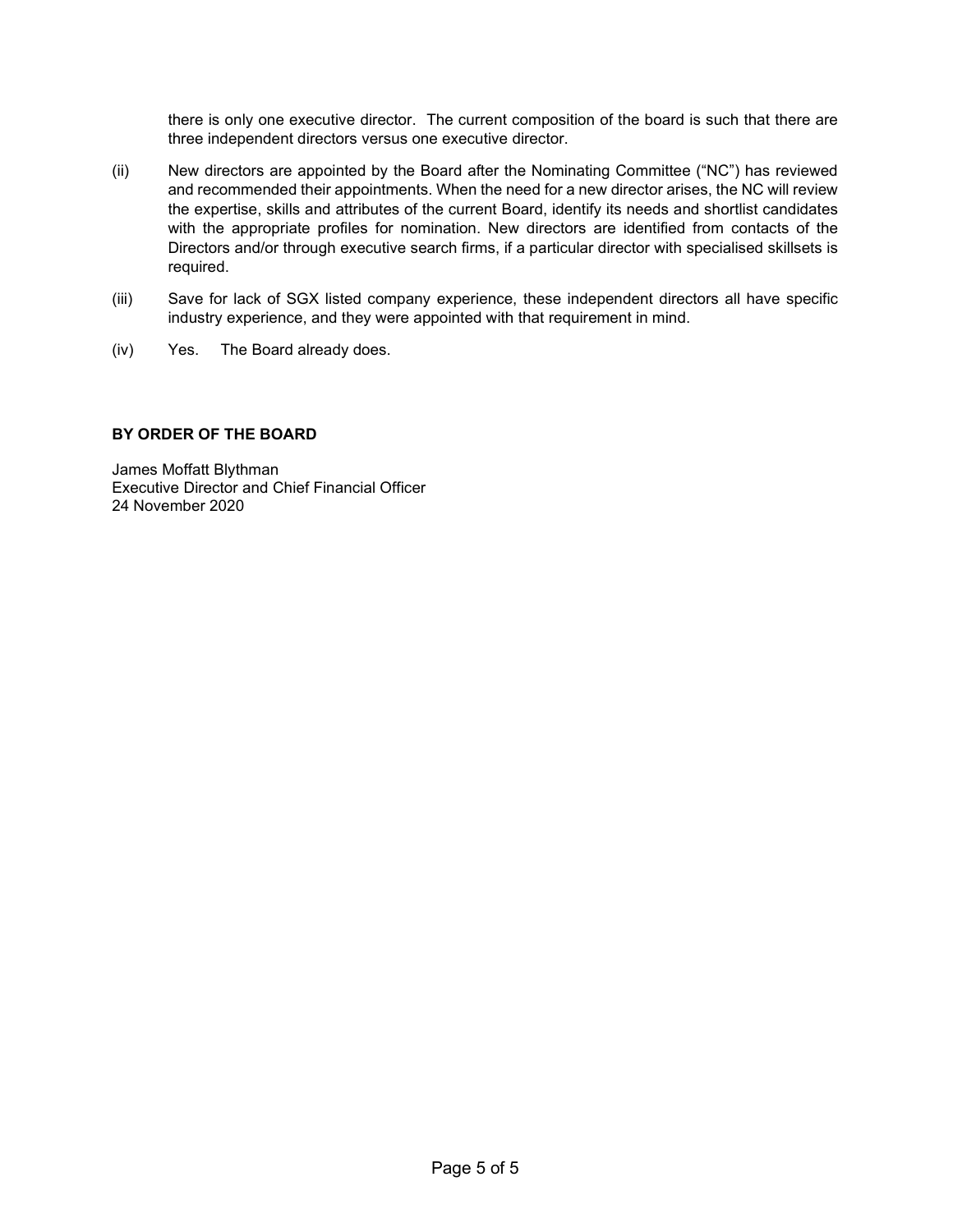there is only one executive director. The current composition of the board is such that there are three independent directors versus one executive director.

(ii) New directors are appointed by the Board after the Nominating Committee ("NC") has reviewed and recommended their appointments. When the need for a new director arises, the NC will review the expertise, skills and attributes of the current Board, identify its needs and shortlist candidates with the appropriate profiles for nomination. New directors are identified from contacts of the Directors and/or through executive search firms, if a particular director with specialised skillsets is required.

(iii) Save for lack of SGX listed company experience, these independent directors all have specific industry experience, and they were appointed with that requirement in mind.

(iv) Yes. The Board already does.

**BY ORDER OF THE BOARD**

James Moffatt Blythman
Executive Director and Chief Financial Officer
24 November 2020